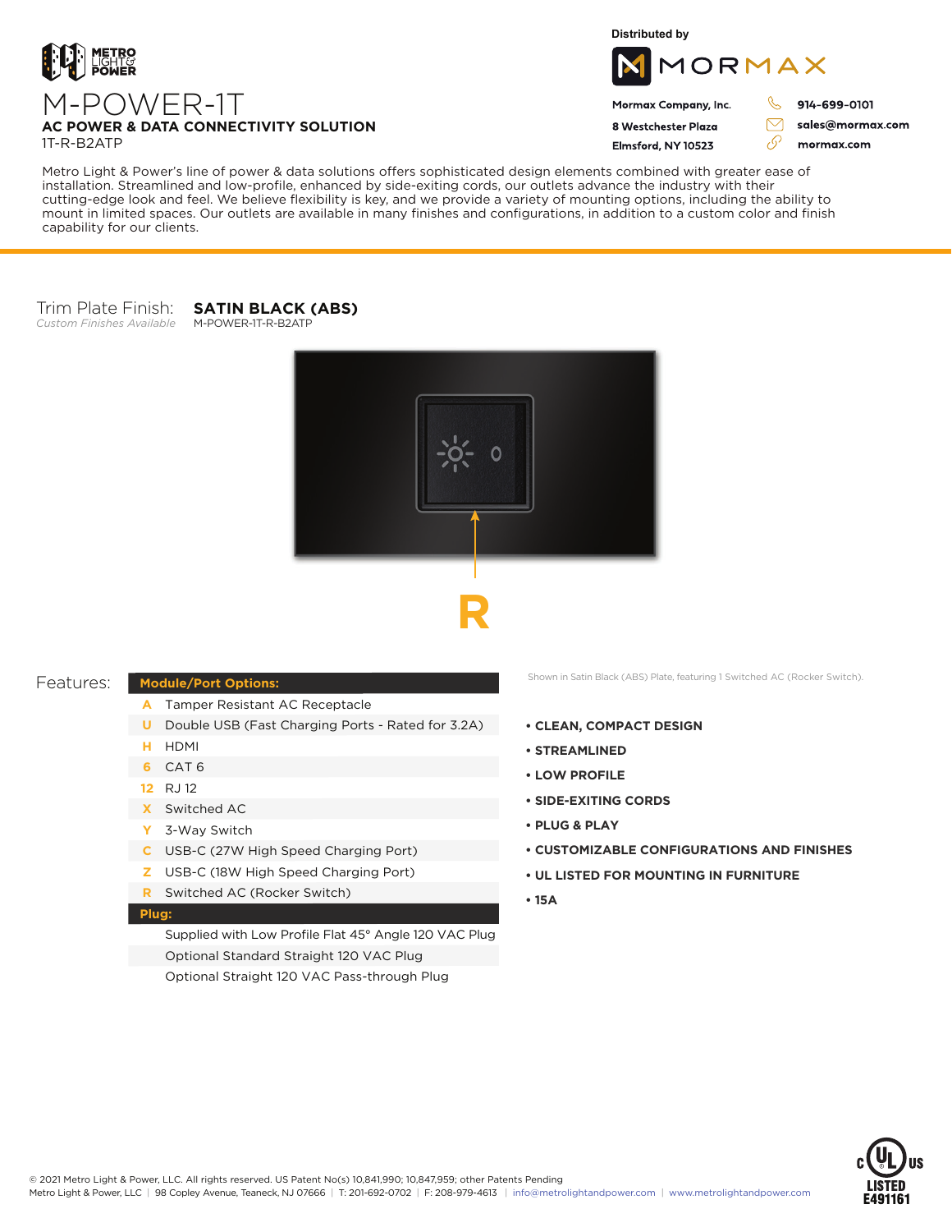METRO LIGHT & POWER

# M-POWER-1T

**AC POWER & DATA CONNECTIVITY SOLUTION**

1T-R-B2ATP

Distributed by

MORMAX

**Mormax Company, Inc.**
**8 Westchester Plaza**
**Elmsford, NY 10523**

**914-699-0101**
**sales@mormax.com**
**mormax.com**

Metro Light & Power's line of power & data solutions offers sophisticated design elements combined with greater ease of installation. Streamlined and low-profile, enhanced by side-exiting cords, our outlets advance the industry with their cutting-edge look and feel. We believe flexibility is key, and we provide a variety of mounting options, including the ability to mount in limited spaces. Our outlets are available in many finishes and configurations, in addition to a custom color and finish capability for our clients.

Trim Plate Finish: **SATIN BLACK (ABS)**
*Custom Finishes Available*
M-POWER-1T-R-B2ATP

**R**

Shown in Satin Black (ABS) Plate, featuring 1 Switched AC (Rocker Switch).

## Features:

| **Module/Port Options:** | |
|---|---|
| A | Tamper Resistant AC Receptacle |
| U | Double USB (Fast Charging Ports - Rated for 3.2A) |
| H | HDMI |
| 6 | CAT 6 |
| 12 | RJ 12 |
| X | Switched AC |
| Y | 3-Way Switch |
| C | USB-C (27W High Speed Charging Port) |
| Z | USB-C (18W High Speed Charging Port) |
| R | Switched AC (Rocker Switch) |
| **Plug:** | |
| | Supplied with Low Profile Flat 45° Angle 120 VAC Plug |
| | Optional Standard Straight 120 VAC Plug |
| | Optional Straight 120 VAC Pass-through Plug |

- **CLEAN, COMPACT DESIGN**
- **STREAMLINED**
- **LOW PROFILE**
- **SIDE-EXITING CORDS**
- **PLUG & PLAY**
- **CUSTOMIZABLE CONFIGURATIONS AND FINISHES**
- **UL LISTED FOR MOUNTING IN FURNITURE**
- **15A**

© 2021 Metro Light & Power, LLC. All rights reserved. US Patent No(s) 10,841,990; 10,847,959; other Patents Pending
Metro Light & Power, LLC | 98 Copley Avenue, Teaneck, NJ 07666 | T: 201-692-0702 | F: 208-979-4613 | info@metrolightandpower.com | www.metrolightandpower.com

c UL us LISTED E491161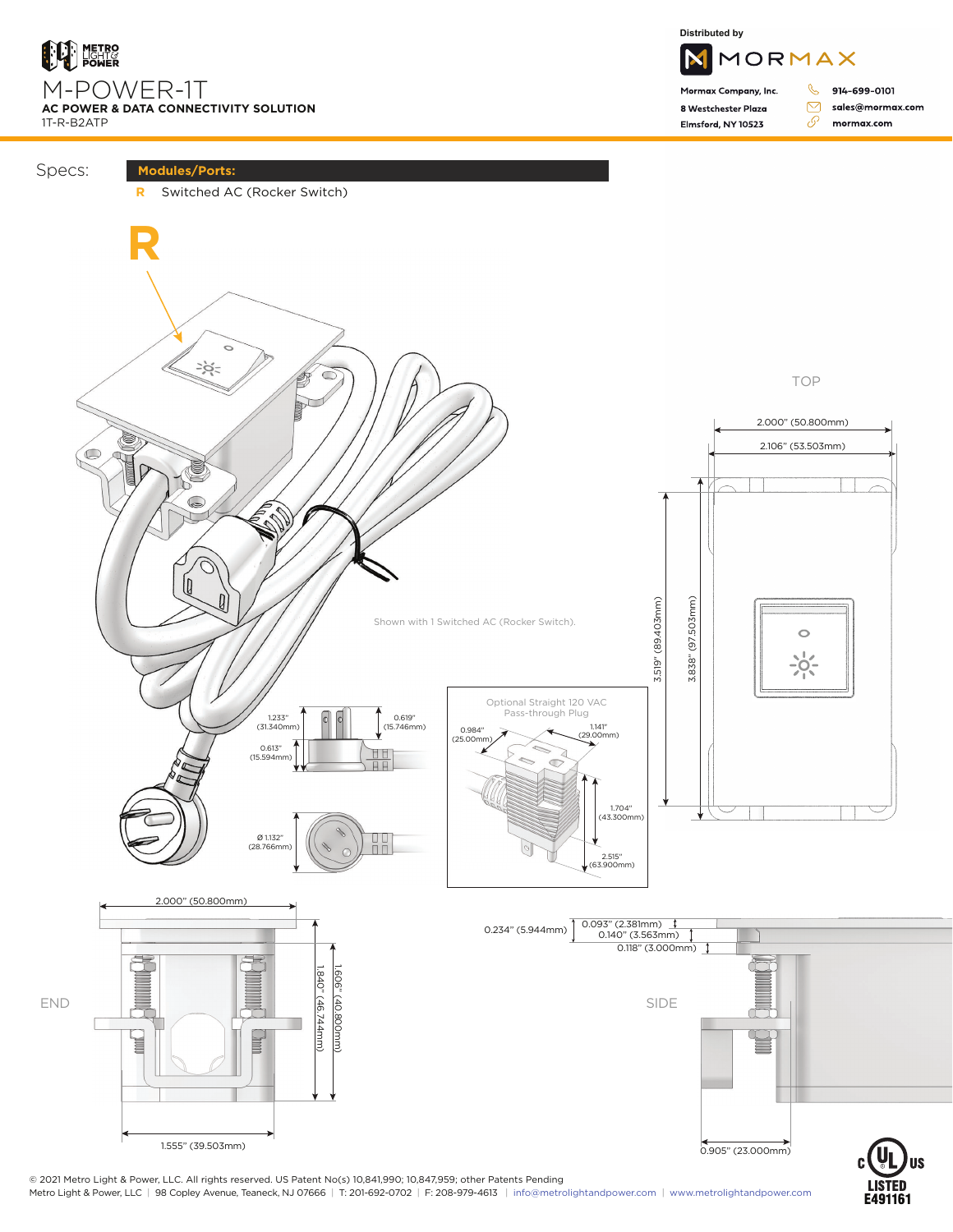# M-POWER-1T

**AC POWER & DATA CONNECTIVITY SOLUTION**

1T-R-B2ATP

Distributed by MORMAX

Mormax Company, Inc.
8 Westchester Plaza
Elmsford, NY 10523

914-699-0101
sales@mormax.com
mormax.com

Specs:

**Modules/Ports:**

R Switched AC (Rocker Switch)

R

Shown with 1 Switched AC (Rocker Switch).

TOP

2.000" (50.800mm)
2.106" (53.503mm)
3.519" (89.403mm)
3.838" (97.503mm)

1.233" (31.340mm)
0.619" (15.746mm)
0.613" (15.594mm)
Ø 1.132" (28.766mm)

Optional Straight 120 VAC Pass-through Plug

0.984" (25.00mm)
1.141" (29.00mm)
1.704" (43.300mm)
2.515" (63.900mm)

END

2.000" (50.800mm)
1.840" (46.744mm)
1.606" (40.800mm)
1.555" (39.503mm)

SIDE

0.234" (5.944mm)
0.093" (2.381mm)
0.140" (3.563mm)
0.118" (3.000mm)
0.905" (23.000mm)

© 2021 Metro Light & Power, LLC. All rights reserved. US Patent No(s) 10,841,990; 10,847,959; other Patents Pending
Metro Light & Power, LLC | 98 Copley Avenue, Teaneck, NJ 07666 | T: 201-692-0702 | F: 208-979-4613 | info@metrolightandpower.com | www.metrolightandpower.com

c UL us LISTED E491161